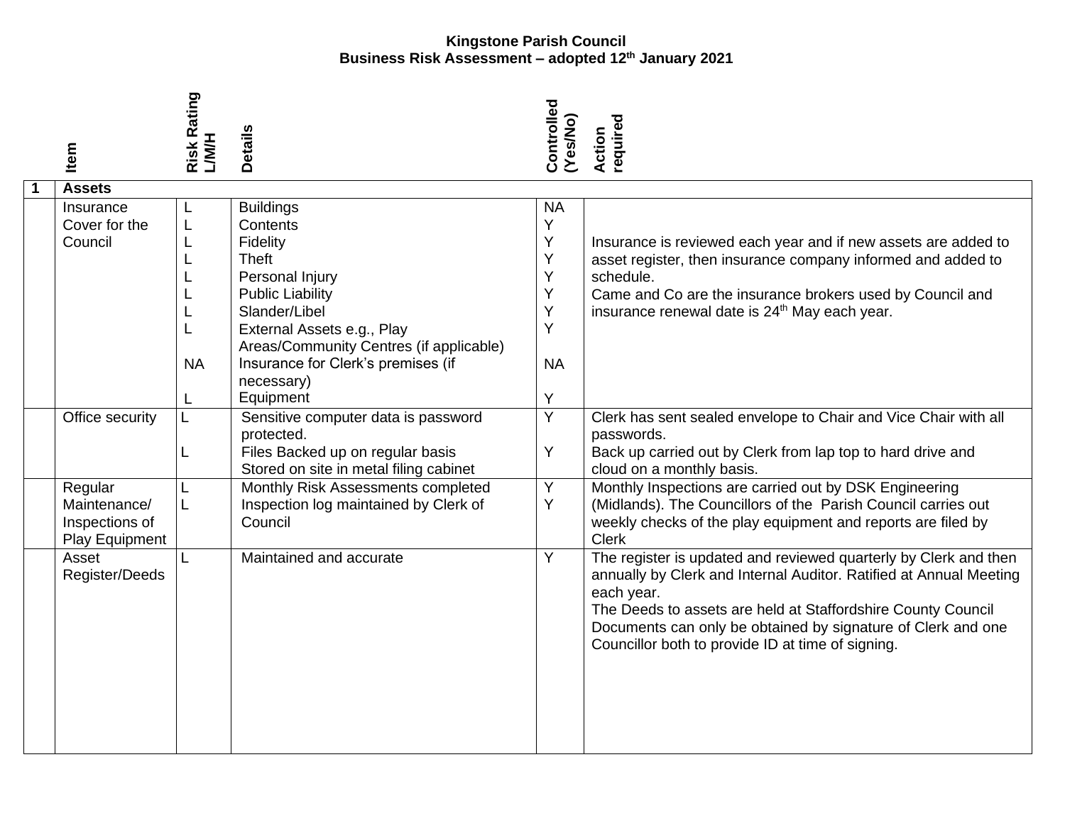**Kingstone Parish Council**
**Business Risk Assessment – adopted 12th January 2021**

| | Item | Risk Rating L/M/H | Details | Controlled (Yes/No) | Action required |
|---|---|---|---|---|---|
| **1** | **Assets** | | | | |
| | Insurance Cover for the Council | L<br>L<br>L<br>L<br>L<br>L<br>L<br>L<br><br>NA<br><br>L | Buildings<br>Contents<br>Fidelity<br>Theft<br>Personal Injury<br>Public Liability<br>Slander/Libel<br>External Assets e.g., Play Areas/Community Centres (if applicable)<br>Insurance for Clerk's premises (if necessary)<br>Equipment | NA<br>Y<br>Y<br>Y<br>Y<br>Y<br>Y<br>Y<br><br>NA<br><br>Y | Insurance is reviewed each year and if new assets are added to asset register, then insurance company informed and added to schedule.<br>Came and Co are the insurance brokers used by Council and insurance renewal date is 24th May each year. |
| | Office security | L<br><br>L | Sensitive computer data is password protected.<br>Files Backed up on regular basis Stored on site in metal filing cabinet | Y<br><br>Y | Clerk has sent sealed envelope to Chair and Vice Chair with all passwords.<br>Back up carried out by Clerk from lap top to hard drive and cloud on a monthly basis. |
| | Regular Maintenance/ Inspections of Play Equipment | L<br>L | Monthly Risk Assessments completed<br>Inspection log maintained by Clerk of Council | Y<br>Y | Monthly Inspections are carried out by DSK Engineering (Midlands). The Councillors of the Parish Council carries out weekly checks of the play equipment and reports are filed by Clerk |
| | Asset Register/Deeds | L | Maintained and accurate | Y | The register is updated and reviewed quarterly by Clerk and then annually by Clerk and Internal Auditor. Ratified at Annual Meeting each year.<br>The Deeds to assets are held at Staffordshire County Council Documents can only be obtained by signature of Clerk and one Councillor both to provide ID at time of signing. |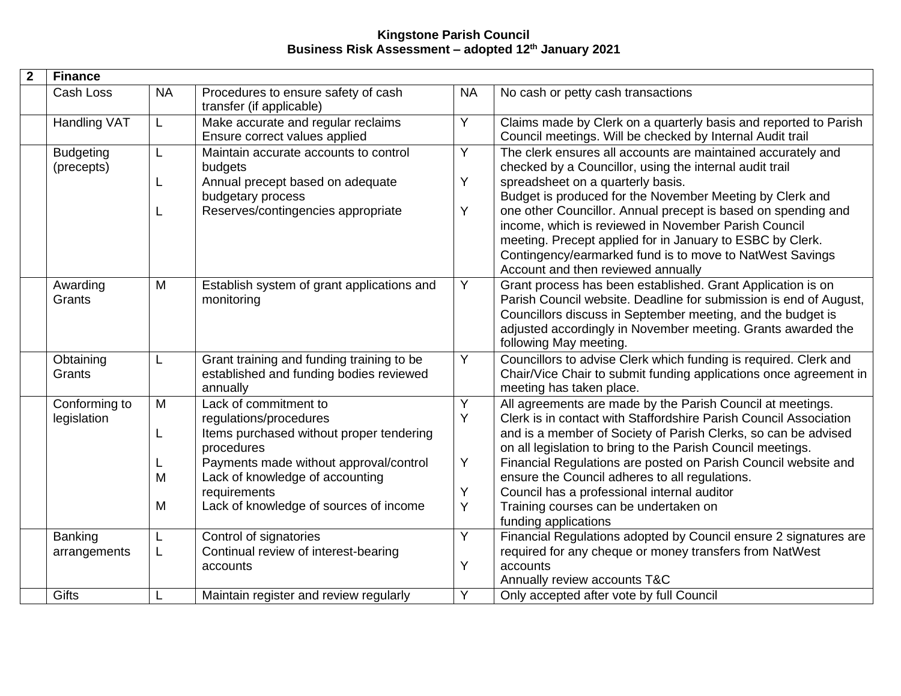**Kingstone Parish Council**
**Business Risk Assessment – adopted 12th January 2021**

| **2** | **Finance** | | | | |
|---|---|---|---|---|---|
| | Cash Loss | NA | Procedures to ensure safety of cash transfer (if applicable) | NA | No cash or petty cash transactions |
| | Handling VAT | L | Make accurate and regular reclaims<br>Ensure correct values applied | Y | Claims made by Clerk on a quarterly basis and reported to Parish Council meetings. Will be checked by Internal Audit trail |
| | Budgeting (precepts) | L<br><br>L<br><br>L | Maintain accurate accounts to control budgets<br>Annual precept based on adequate budgetary process<br>Reserves/contingencies appropriate | Y<br><br>Y<br><br>Y | The clerk ensures all accounts are maintained accurately and checked by a Councillor, using the internal audit trail spreadsheet on a quarterly basis.<br>Budget is produced for the November Meeting by Clerk and one other Councillor. Annual precept is based on spending and income, which is reviewed in November Parish Council meeting. Precept applied for in January to ESBC by Clerk. Contingency/earmarked fund is to move to NatWest Savings Account and then reviewed annually |
| | Awarding Grants | M | Establish system of grant applications and monitoring | Y | Grant process has been established. Grant Application is on Parish Council website. Deadline for submission is end of August, Councillors discuss in September meeting, and the budget is adjusted accordingly in November meeting. Grants awarded the following May meeting. |
| | Obtaining Grants | L | Grant training and funding training to be established and funding bodies reviewed annually | Y | Councillors to advise Clerk which funding is required. Clerk and Chair/Vice Chair to submit funding applications once agreement in meeting has taken place. |
| | Conforming to legislation | M<br><br>L<br><br>L<br>M<br><br>M | Lack of commitment to regulations/procedures<br>Items purchased without proper tendering procedures<br>Payments made without approval/control<br>Lack of knowledge of accounting requirements<br>Lack of knowledge of sources of income | Y<br>Y<br><br>Y<br><br>Y<br>Y | All agreements are made by the Parish Council at meetings.<br>Clerk is in contact with Staffordshire Parish Council Association and is a member of Society of Parish Clerks, so can be advised on all legislation to bring to the Parish Council meetings.<br>Financial Regulations are posted on Parish Council website and ensure the Council adheres to all regulations.<br>Council has a professional internal auditor<br>Training courses can be undertaken on funding applications |
| | Banking arrangements | L<br>L | Control of signatories<br>Continual review of interest-bearing accounts | Y<br><br>Y | Financial Regulations adopted by Council ensure 2 signatures are required for any cheque or money transfers from NatWest accounts<br>Annually review accounts T&C |
| | Gifts | L | Maintain register and review regularly | Y | Only accepted after vote by full Council |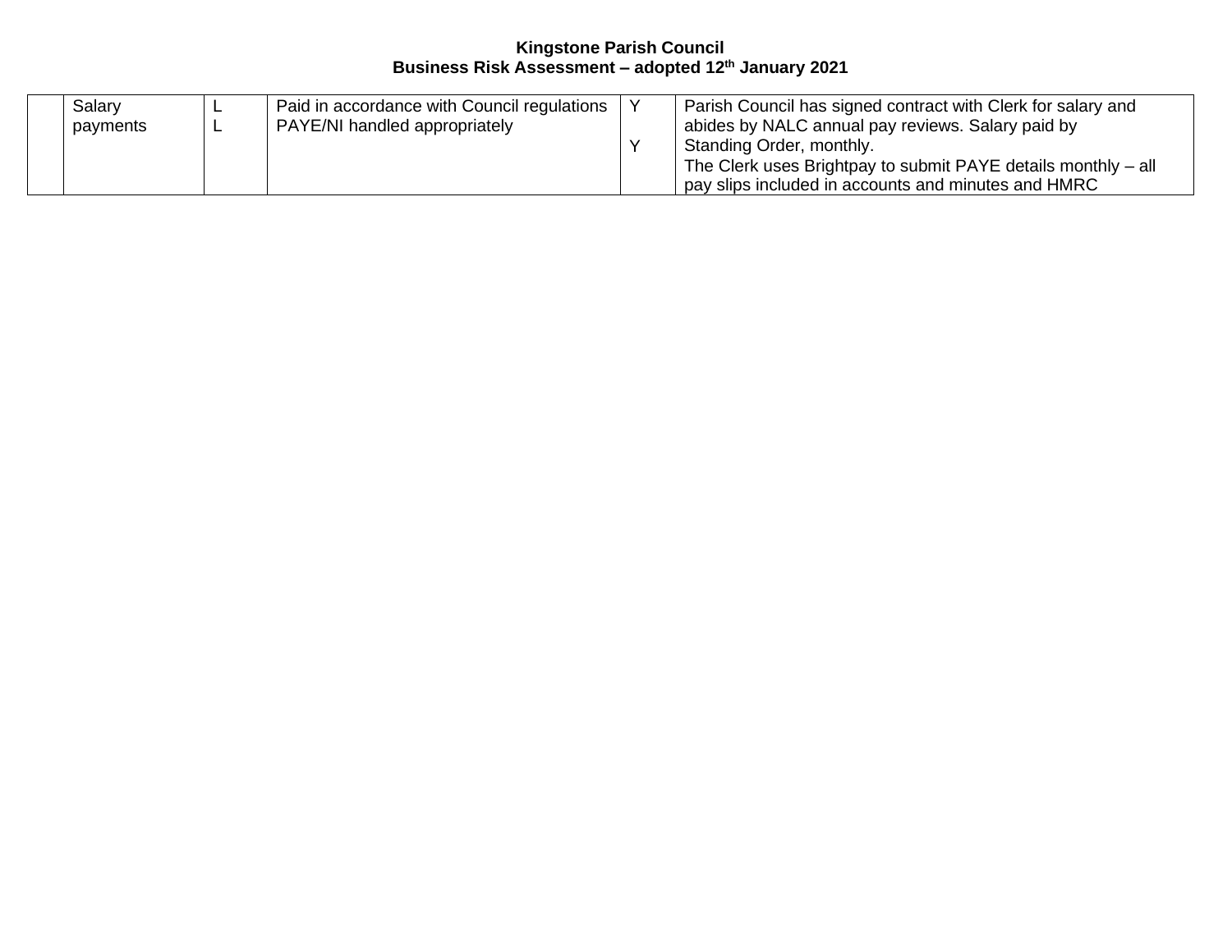| | | | | | |
|---|---|---|---|---|---|
| | Salary payments | L<br>L | Paid in accordance with Council regulations<br>PAYE/NI handled appropriately | Y<br><br>Y | Parish Council has signed contract with Clerk for salary and abides by NALC annual pay reviews. Salary paid by Standing Order, monthly.<br>The Clerk uses Brightpay to submit PAYE details monthly – all pay slips included in accounts and minutes and HMRC |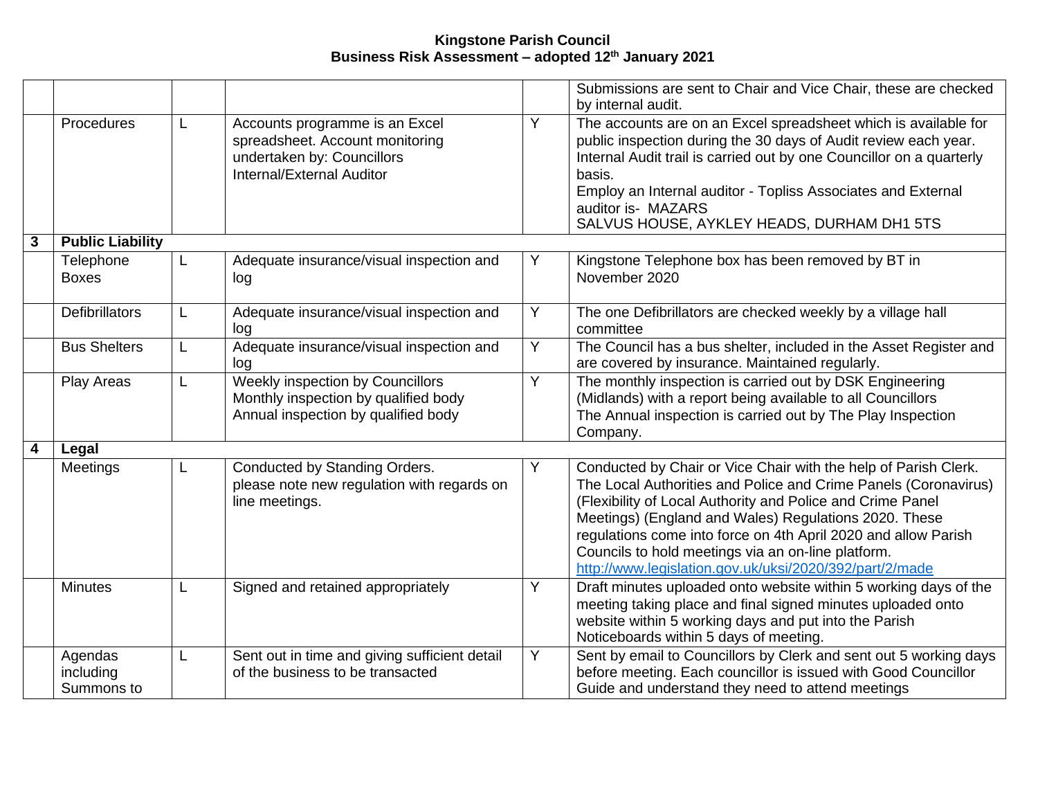**Kingstone Parish Council**
**Business Risk Assessment – adopted 12th January 2021**

| | | | | | |
|---|---|---|---|---|---|
| | | | | | Submissions are sent to Chair and Vice Chair, these are checked by internal audit. |
| | Procedures | L | Accounts programme is an Excel spreadsheet. Account monitoring undertaken by: Councillors Internal/External Auditor | Y | The accounts are on an Excel spreadsheet which is available for public inspection during the 30 days of Audit review each year. Internal Audit trail is carried out by one Councillor on a quarterly basis. Employ an Internal auditor - Topliss Associates and External auditor is- MAZARS SALVUS HOUSE, AYKLEY HEADS, DURHAM DH1 5TS |
| **3** | **Public Liability** | | | | |
| | Telephone Boxes | L | Adequate insurance/visual inspection and log | Y | Kingstone Telephone box has been removed by BT in November 2020 |
| | Defibrillators | L | Adequate insurance/visual inspection and log | Y | The one Defibrillators are checked weekly by a village hall committee |
| | Bus Shelters | L | Adequate insurance/visual inspection and log | Y | The Council has a bus shelter, included in the Asset Register and are covered by insurance. Maintained regularly. |
| | Play Areas | L | Weekly inspection by Councillors Monthly inspection by qualified body Annual inspection by qualified body | Y | The monthly inspection is carried out by DSK Engineering (Midlands) with a report being available to all Councillors The Annual inspection is carried out by The Play Inspection Company. |
| **4** | **Legal** | | | | |
| | Meetings | L | Conducted by Standing Orders. please note new regulation with regards on line meetings. | Y | Conducted by Chair or Vice Chair with the help of Parish Clerk. The Local Authorities and Police and Crime Panels (Coronavirus) (Flexibility of Local Authority and Police and Crime Panel Meetings) (England and Wales) Regulations 2020. These regulations come into force on 4th April 2020 and allow Parish Councils to hold meetings via an on-line platform. http://www.legislation.gov.uk/uksi/2020/392/part/2/made |
| | Minutes | L | Signed and retained appropriately | Y | Draft minutes uploaded onto website within 5 working days of the meeting taking place and final signed minutes uploaded onto website within 5 working days and put into the Parish Noticeboards within 5 days of meeting. |
| | Agendas including Summons to | L | Sent out in time and giving sufficient detail of the business to be transacted | Y | Sent by email to Councillors by Clerk and sent out 5 working days before meeting. Each councillor is issued with Good Councillor Guide and understand they need to attend meetings |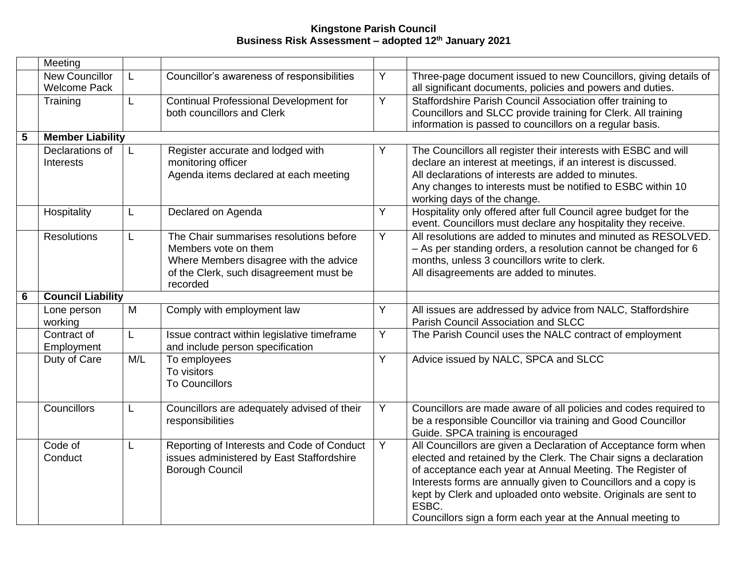**Kingstone Parish Council**
**Business Risk Assessment – adopted 12th January 2021**

| | | | | | |
|---|---|---|---|---|---|
| | Meeting | | | | |
| | New Councillor Welcome Pack | L | Councillor's awareness of responsibilities | Y | Three-page document issued to new Councillors, giving details of all significant documents, policies and powers and duties. |
| | Training | L | Continual Professional Development for both councillors and Clerk | Y | Staffordshire Parish Council Association offer training to Councillors and SLCC provide training for Clerk. All training information is passed to councillors on a regular basis. |
| **5** | **Member Liability** | | | | |
| | Declarations of Interests | L | Register accurate and lodged with monitoring officer<br>Agenda items declared at each meeting | Y | The Councillors all register their interests with ESBC and will declare an interest at meetings, if an interest is discussed.<br>All declarations of interests are added to minutes.<br>Any changes to interests must be notified to ESBC within 10 working days of the change. |
| | Hospitality | L | Declared on Agenda | Y | Hospitality only offered after full Council agree budget for the event. Councillors must declare any hospitality they receive. |
| | Resolutions | L | The Chair summarises resolutions before Members vote on them<br>Where Members disagree with the advice of the Clerk, such disagreement must be recorded | Y | All resolutions are added to minutes and minuted as RESOLVED. – As per standing orders, a resolution cannot be changed for 6 months, unless 3 councillors write to clerk.<br>All disagreements are added to minutes. |
| **6** | **Council Liability** | | | | |
| | Lone person working | M | Comply with employment law | Y | All issues are addressed by advice from NALC, Staffordshire Parish Council Association and SLCC |
| | Contract of Employment | L | Issue contract within legislative timeframe and include person specification | Y | The Parish Council uses the NALC contract of employment |
| | Duty of Care | M/L | To employees<br>To visitors<br>To Councillors | Y | Advice issued by NALC, SPCA and SLCC |
| | Councillors | L | Councillors are adequately advised of their responsibilities | Y | Councillors are made aware of all policies and codes required to be a responsible Councillor via training and Good Councillor Guide. SPCA training is encouraged |
| | Code of Conduct | L | Reporting of Interests and Code of Conduct issues administered by East Staffordshire Borough Council | Y | All Councillors are given a Declaration of Acceptance form when elected and retained by the Clerk. The Chair signs a declaration of acceptance each year at Annual Meeting. The Register of Interests forms are annually given to Councillors and a copy is kept by Clerk and uploaded onto website. Originals are sent to ESBC.<br>Councillors sign a form each year at the Annual meeting to |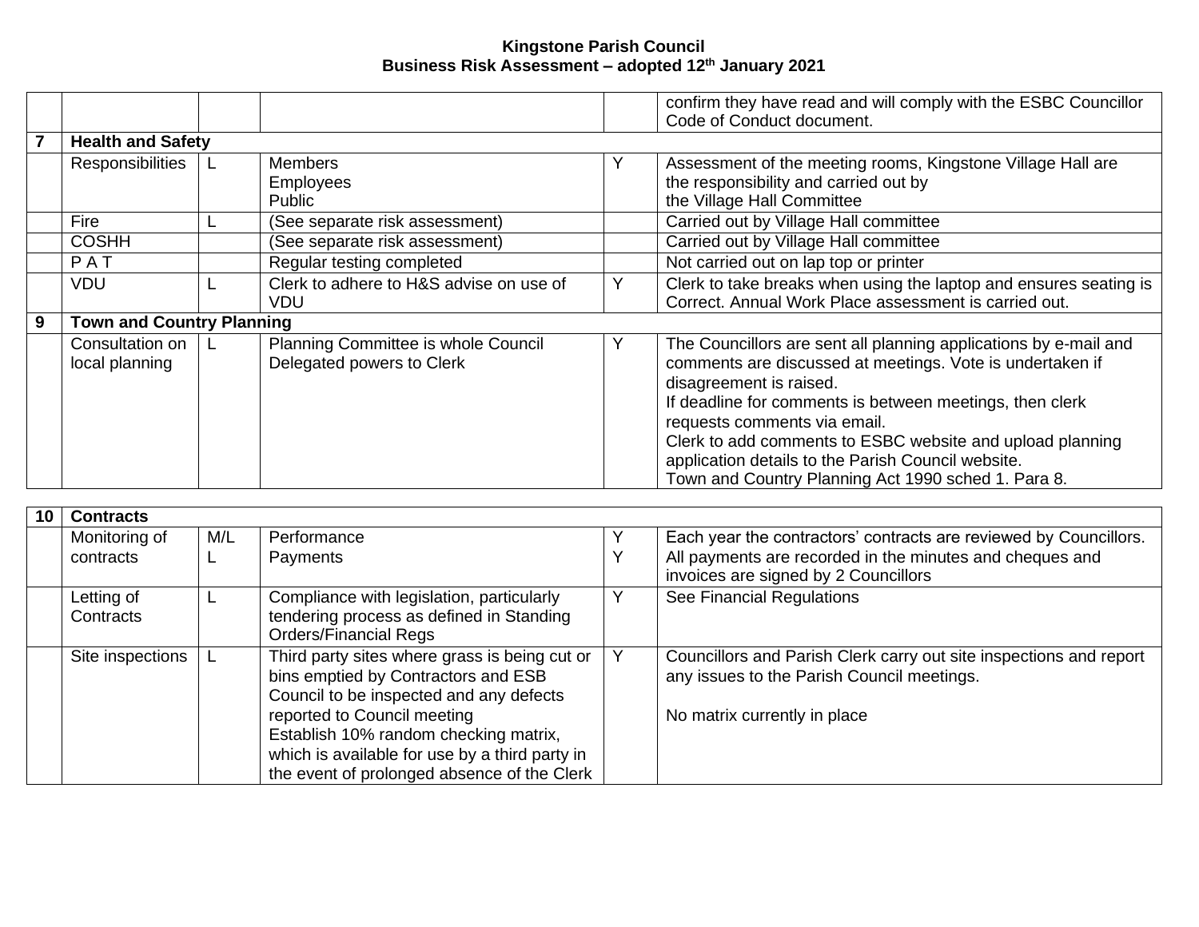**Kingstone Parish Council**
**Business Risk Assessment – adopted 12th January 2021**

| | | | | | |
|---|---|---|---|---|---|
| | | | | | confirm they have read and will comply with the ESBC Councillor Code of Conduct document. |
| **7** | **Health and Safety** | | | | |
| | Responsibilities | L | Members<br>Employees<br>Public | Y | Assessment of the meeting rooms, Kingstone Village Hall are the responsibility and carried out by the Village Hall Committee |
| | Fire | L | (See separate risk assessment) | | Carried out by Village Hall committee |
| | COSHH | | (See separate risk assessment) | | Carried out by Village Hall committee |
| | P A T | | Regular testing completed | | Not carried out on lap top or printer |
| | VDU | L | Clerk to adhere to H&S advise on use of VDU | Y | Clerk to take breaks when using the laptop and ensures seating is Correct. Annual Work Place assessment is carried out. |
| **9** | **Town and Country Planning** | | | | |
| | Consultation on local planning | L | Planning Committee is whole Council<br>Delegated powers to Clerk | Y | The Councillors are sent all planning applications by e-mail and comments are discussed at meetings. Vote is undertaken if disagreement is raised.<br>If deadline for comments is between meetings, then clerk requests comments via email.<br>Clerk to add comments to ESBC website and upload planning application details to the Parish Council website.<br>Town and Country Planning Act 1990 sched 1. Para 8. |

| | | | | | |
|---|---|---|---|---|---|
| **10** | **Contracts** | | | | |
| | Monitoring of contracts | M/L<br>L | Performance<br>Payments | Y<br>Y | Each year the contractors' contracts are reviewed by Councillors.<br>All payments are recorded in the minutes and cheques and invoices are signed by 2 Councillors |
| | Letting of Contracts | L | Compliance with legislation, particularly tendering process as defined in Standing Orders/Financial Regs | Y | See Financial Regulations |
| | Site inspections | L | Third party sites where grass is being cut or bins emptied by Contractors and ESB Council to be inspected and any defects reported to Council meeting<br>Establish 10% random checking matrix, which is available for use by a third party in the event of prolonged absence of the Clerk | Y | Councillors and Parish Clerk carry out site inspections and report any issues to the Parish Council meetings.<br><br>No matrix currently in place |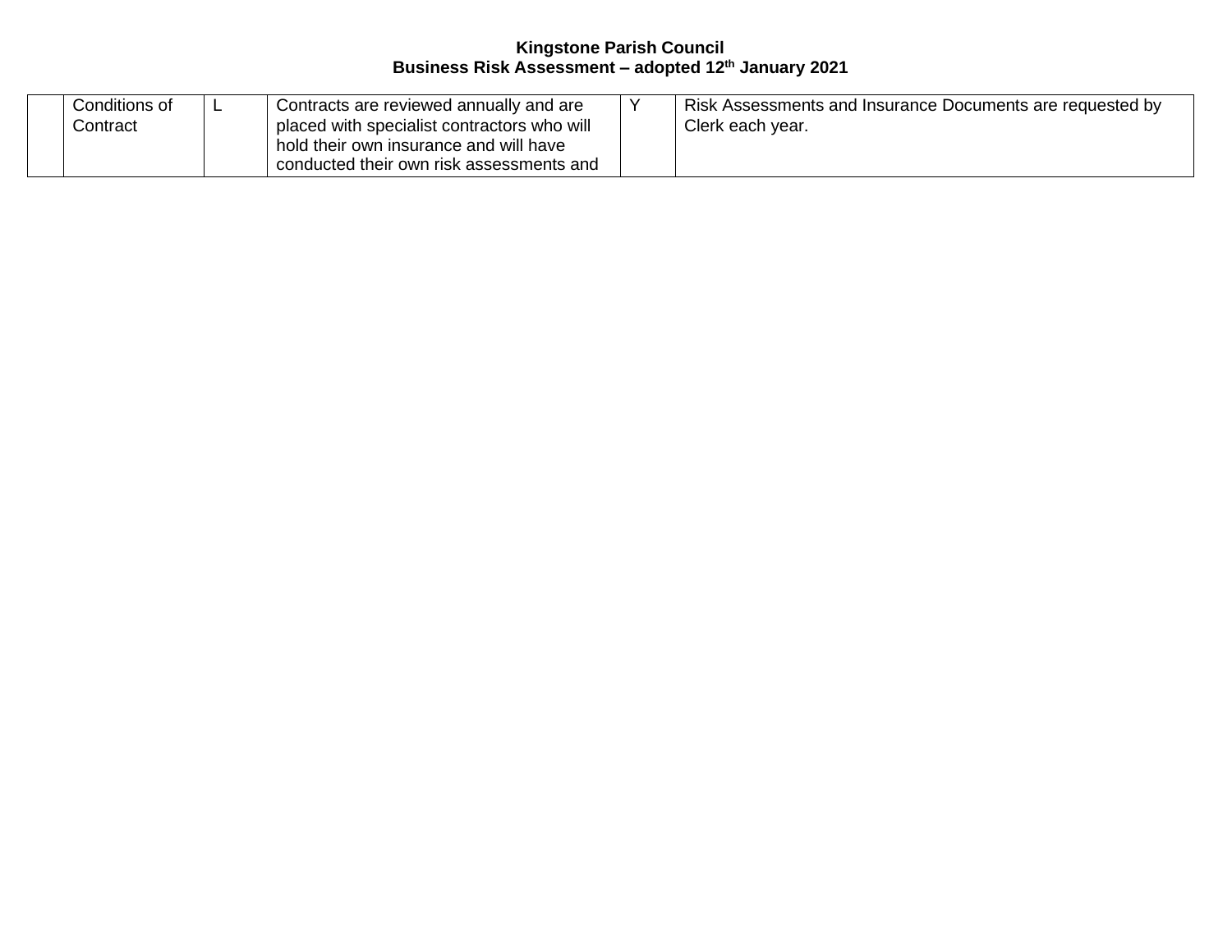**Kingstone Parish Council**
**Business Risk Assessment – adopted 12th January 2021**

| | | | | | |
|---|---|---|---|---|---|
| | Conditions of Contract | L | Contracts are reviewed annually and are placed with specialist contractors who will hold their own insurance and will have conducted their own risk assessments and | Y | Risk Assessments and Insurance Documents are requested by Clerk each year. |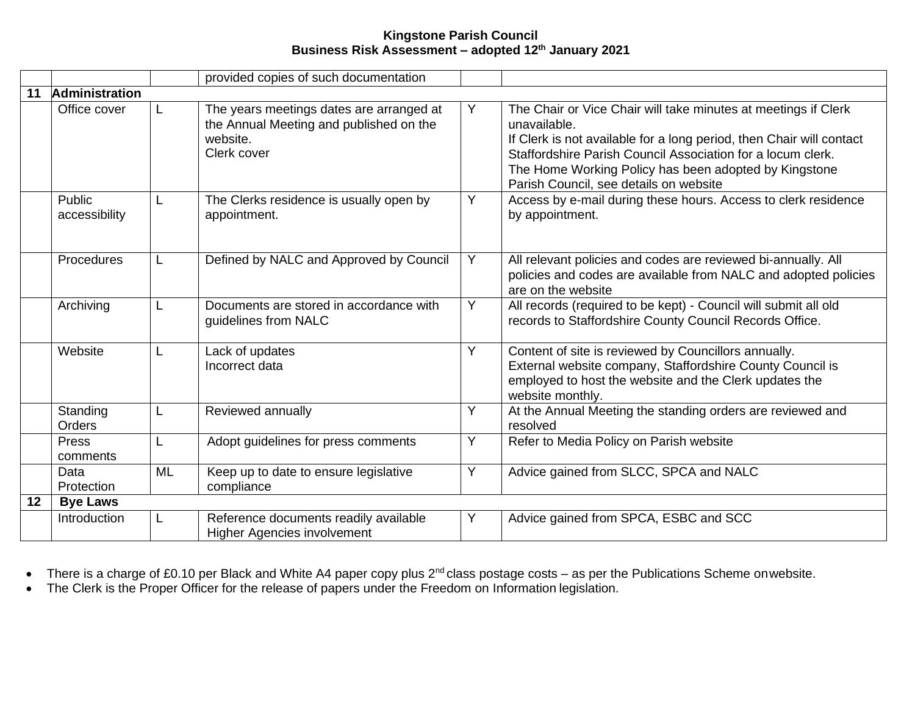**Kingstone Parish Council**
**Business Risk Assessment – adopted 12th January 2021**

| | | | | | |
|---|---|---|---|---|---|
| | | | provided copies of such documentation | | |
| **11** | **Administration** | | | | |
| | Office cover | L | The years meetings dates are arranged at the Annual Meeting and published on the website.<br>Clerk cover | Y | The Chair or Vice Chair will take minutes at meetings if Clerk unavailable.<br>If Clerk is not available for a long period, then Chair will contact Staffordshire Parish Council Association for a locum clerk.<br>The Home Working Policy has been adopted by Kingstone Parish Council, see details on website |
| | Public accessibility | L | The Clerks residence is usually open by appointment. | Y | Access by e-mail during these hours. Access to clerk residence by appointment. |
| | Procedures | L | Defined by NALC and Approved by Council | Y | All relevant policies and codes are reviewed bi-annually. All policies and codes are available from NALC and adopted policies are on the website |
| | Archiving | L | Documents are stored in accordance with guidelines from NALC | Y | All records (required to be kept) - Council will submit all old records to Staffordshire County Council Records Office. |
| | Website | L | Lack of updates<br>Incorrect data | Y | Content of site is reviewed by Councillors annually.<br>External website company, Staffordshire County Council is employed to host the website and the Clerk updates the website monthly. |
| | Standing Orders | L | Reviewed annually | Y | At the Annual Meeting the standing orders are reviewed and resolved |
| | Press comments | L | Adopt guidelines for press comments | Y | Refer to Media Policy on Parish website |
| | Data Protection | ML | Keep up to date to ensure legislative compliance | Y | Advice gained from SLCC, SPCA and NALC |
| **12** | **Bye Laws** | | | | |
| | Introduction | L | Reference documents readily available<br>Higher Agencies involvement | Y | Advice gained from SPCA, ESBC and SCC |

- There is a charge of £0.10 per Black and White A4 paper copy plus 2nd class postage costs – as per the Publications Scheme onwebsite.
- The Clerk is the Proper Officer for the release of papers under the Freedom on Information legislation.